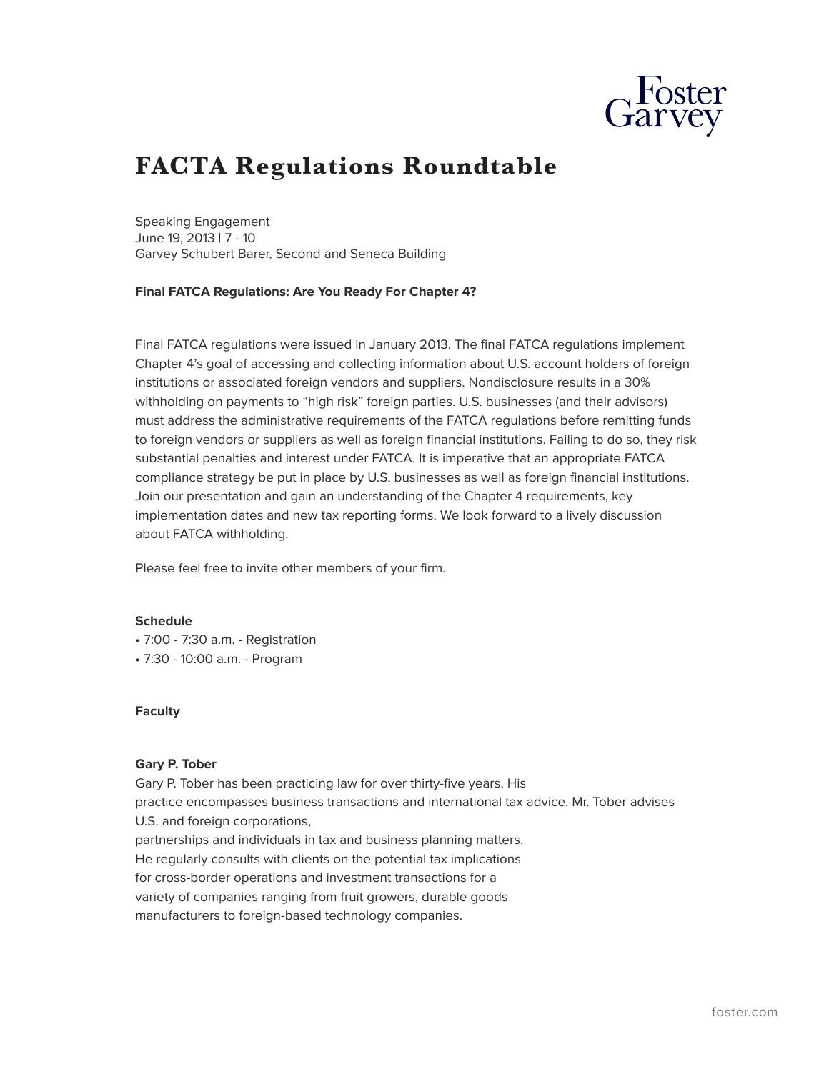# FACTA Regulations Roundtable

Speaking Engagement
June 19, 2013 | 7 - 10
Garvey Schubert Barer, Second and Seneca Building

**Final FATCA Regulations: Are You Ready For Chapter 4?**

Final FATCA regulations were issued in January 2013. The final FATCA regulations implement Chapter 4's goal of accessing and collecting information about U.S. account holders of foreign institutions or associated foreign vendors and suppliers. Nondisclosure results in a 30% withholding on payments to "high risk" foreign parties. U.S. businesses (and their advisors) must address the administrative requirements of the FATCA regulations before remitting funds to foreign vendors or suppliers as well as foreign financial institutions. Failing to do so, they risk substantial penalties and interest under FATCA. It is imperative that an appropriate FATCA compliance strategy be put in place by U.S. businesses as well as foreign financial institutions. Join our presentation and gain an understanding of the Chapter 4 requirements, key implementation dates and new tax reporting forms. We look forward to a lively discussion about FATCA withholding.

Please feel free to invite other members of your firm.

**Schedule**

- 7:00 - 7:30 a.m. - Registration
- 7:30 - 10:00 a.m. - Program

**Faculty**

**Gary P. Tober**

Gary P. Tober has been practicing law for over thirty-five years. His practice encompasses business transactions and international tax advice. Mr. Tober advises U.S. and foreign corporations, partnerships and individuals in tax and business planning matters. He regularly consults with clients on the potential tax implications for cross-border operations and investment transactions for a variety of companies ranging from fruit growers, durable goods manufacturers to foreign-based technology companies.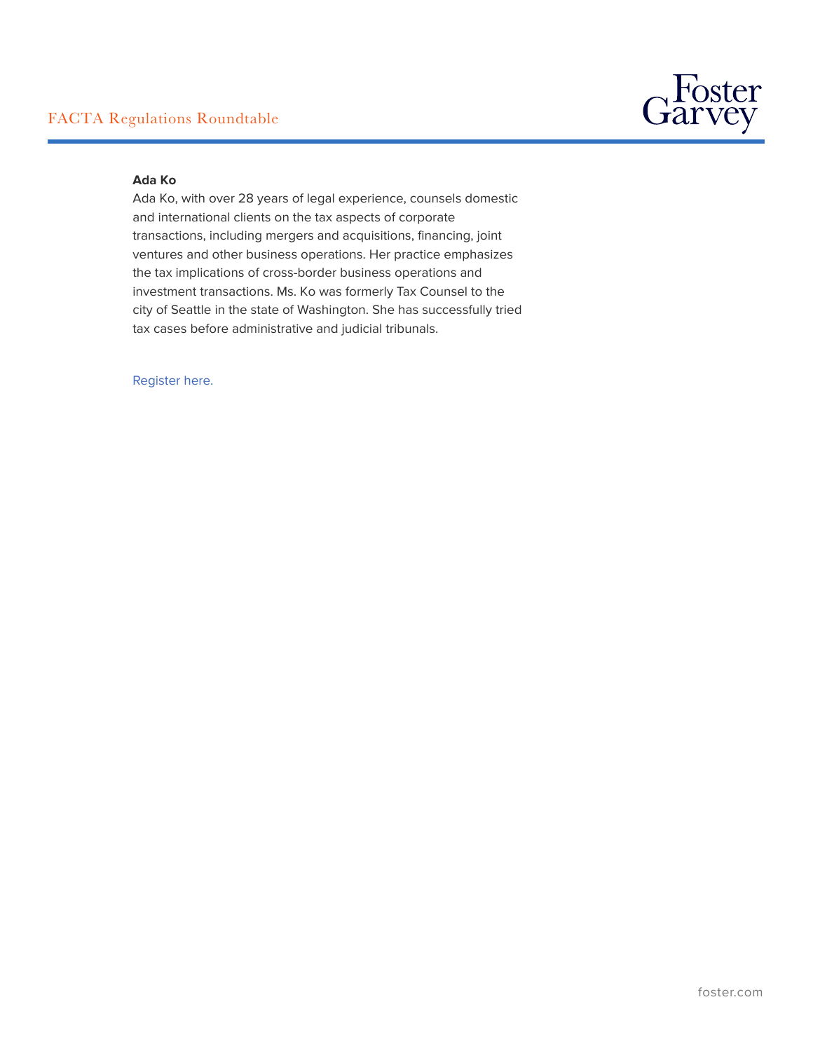**Ada Ko**

Ada Ko, with over 28 years of legal experience, counsels domestic and international clients on the tax aspects of corporate transactions, including mergers and acquisitions, financing, joint ventures and other business operations. Her practice emphasizes the tax implications of cross-border business operations and investment transactions. Ms. Ko was formerly Tax Counsel to the city of Seattle in the state of Washington. She has successfully tried tax cases before administrative and judicial tribunals.

Register here.